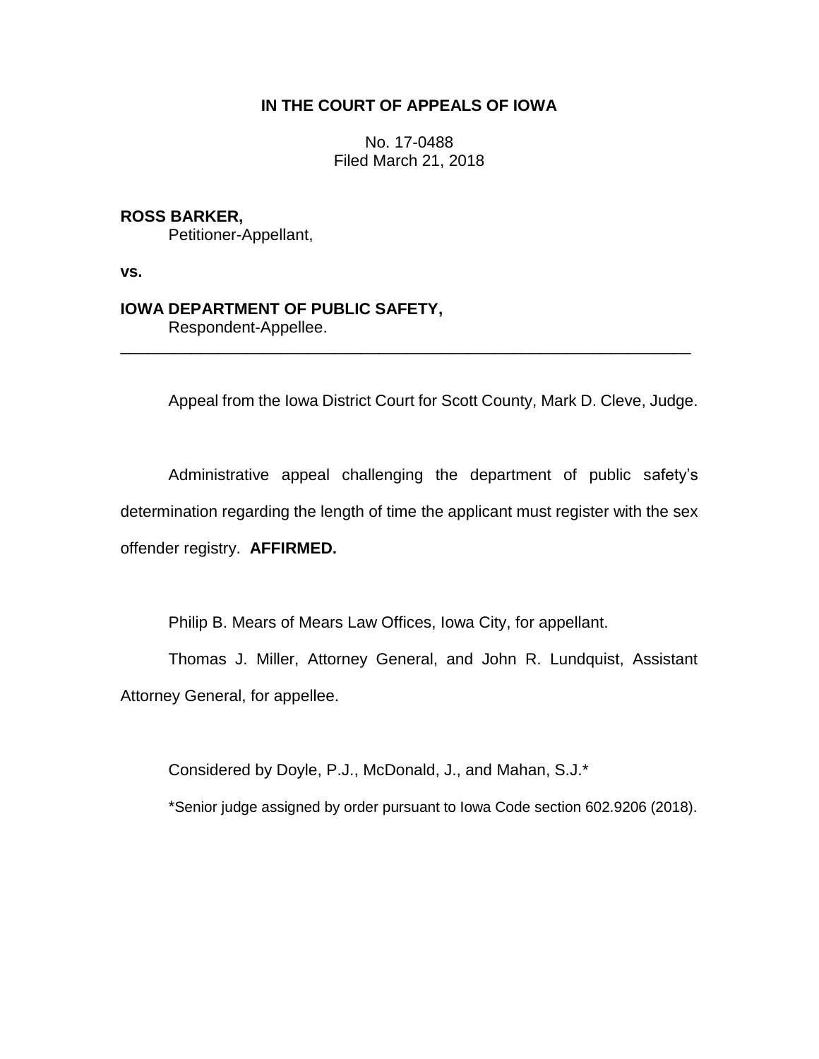# IN THE COURT OF APPEALS OF IOWA

No. 17-0488
Filed March 21, 2018

**ROSS BARKER,**
Petitioner-Appellant,

**vs.**

**IOWA DEPARTMENT OF PUBLIC SAFETY,**
Respondent-Appellee.

---

Appeal from the Iowa District Court for Scott County, Mark D. Cleve, Judge.

Administrative appeal challenging the department of public safety's determination regarding the length of time the applicant must register with the sex offender registry. **AFFIRMED.**

Philip B. Mears of Mears Law Offices, Iowa City, for appellant.

Thomas J. Miller, Attorney General, and John R. Lundquist, Assistant Attorney General, for appellee.

Considered by Doyle, P.J., McDonald, J., and Mahan, S.J.*

*Senior judge assigned by order pursuant to Iowa Code section 602.9206 (2018).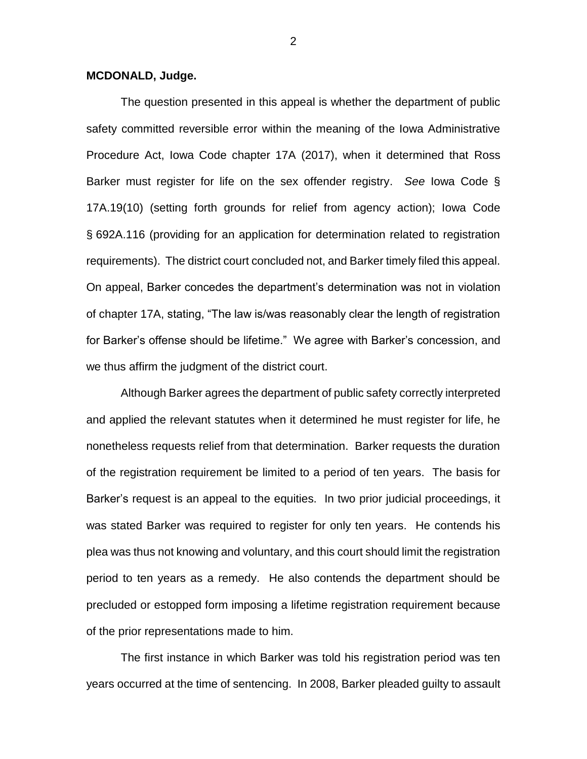**MCDONALD, Judge.**

The question presented in this appeal is whether the department of public safety committed reversible error within the meaning of the Iowa Administrative Procedure Act, Iowa Code chapter 17A (2017), when it determined that Ross Barker must register for life on the sex offender registry. *See* Iowa Code § 17A.19(10) (setting forth grounds for relief from agency action); Iowa Code § 692A.116 (providing for an application for determination related to registration requirements). The district court concluded not, and Barker timely filed this appeal. On appeal, Barker concedes the department's determination was not in violation of chapter 17A, stating, "The law is/was reasonably clear the length of registration for Barker's offense should be lifetime." We agree with Barker's concession, and we thus affirm the judgment of the district court.

Although Barker agrees the department of public safety correctly interpreted and applied the relevant statutes when it determined he must register for life, he nonetheless requests relief from that determination. Barker requests the duration of the registration requirement be limited to a period of ten years. The basis for Barker's request is an appeal to the equities. In two prior judicial proceedings, it was stated Barker was required to register for only ten years. He contends his plea was thus not knowing and voluntary, and this court should limit the registration period to ten years as a remedy. He also contends the department should be precluded or estopped form imposing a lifetime registration requirement because of the prior representations made to him.

The first instance in which Barker was told his registration period was ten years occurred at the time of sentencing. In 2008, Barker pleaded guilty to assault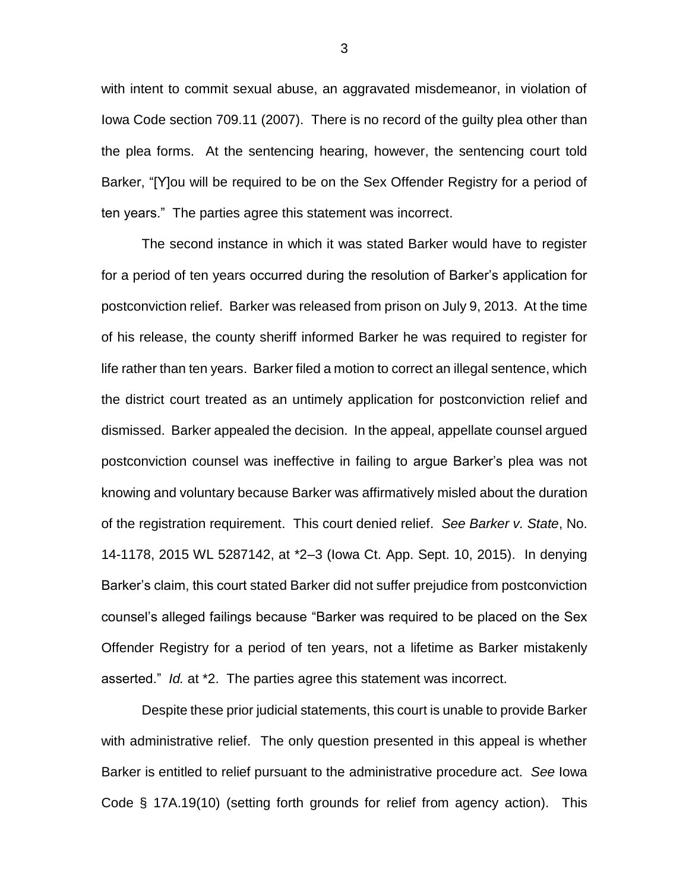with intent to commit sexual abuse, an aggravated misdemeanor, in violation of Iowa Code section 709.11 (2007). There is no record of the guilty plea other than the plea forms. At the sentencing hearing, however, the sentencing court told Barker, "[Y]ou will be required to be on the Sex Offender Registry for a period of ten years." The parties agree this statement was incorrect.

The second instance in which it was stated Barker would have to register for a period of ten years occurred during the resolution of Barker's application for postconviction relief. Barker was released from prison on July 9, 2013. At the time of his release, the county sheriff informed Barker he was required to register for life rather than ten years. Barker filed a motion to correct an illegal sentence, which the district court treated as an untimely application for postconviction relief and dismissed. Barker appealed the decision. In the appeal, appellate counsel argued postconviction counsel was ineffective in failing to argue Barker's plea was not knowing and voluntary because Barker was affirmatively misled about the duration of the registration requirement. This court denied relief. *See Barker v. State*, No. 14-1178, 2015 WL 5287142, at *2–3 (Iowa Ct. App. Sept. 10, 2015). In denying Barker's claim, this court stated Barker did not suffer prejudice from postconviction counsel's alleged failings because "Barker was required to be placed on the Sex Offender Registry for a period of ten years, not a lifetime as Barker mistakenly asserted." *Id.* at *2. The parties agree this statement was incorrect.

Despite these prior judicial statements, this court is unable to provide Barker with administrative relief. The only question presented in this appeal is whether Barker is entitled to relief pursuant to the administrative procedure act. *See* Iowa Code § 17A.19(10) (setting forth grounds for relief from agency action). This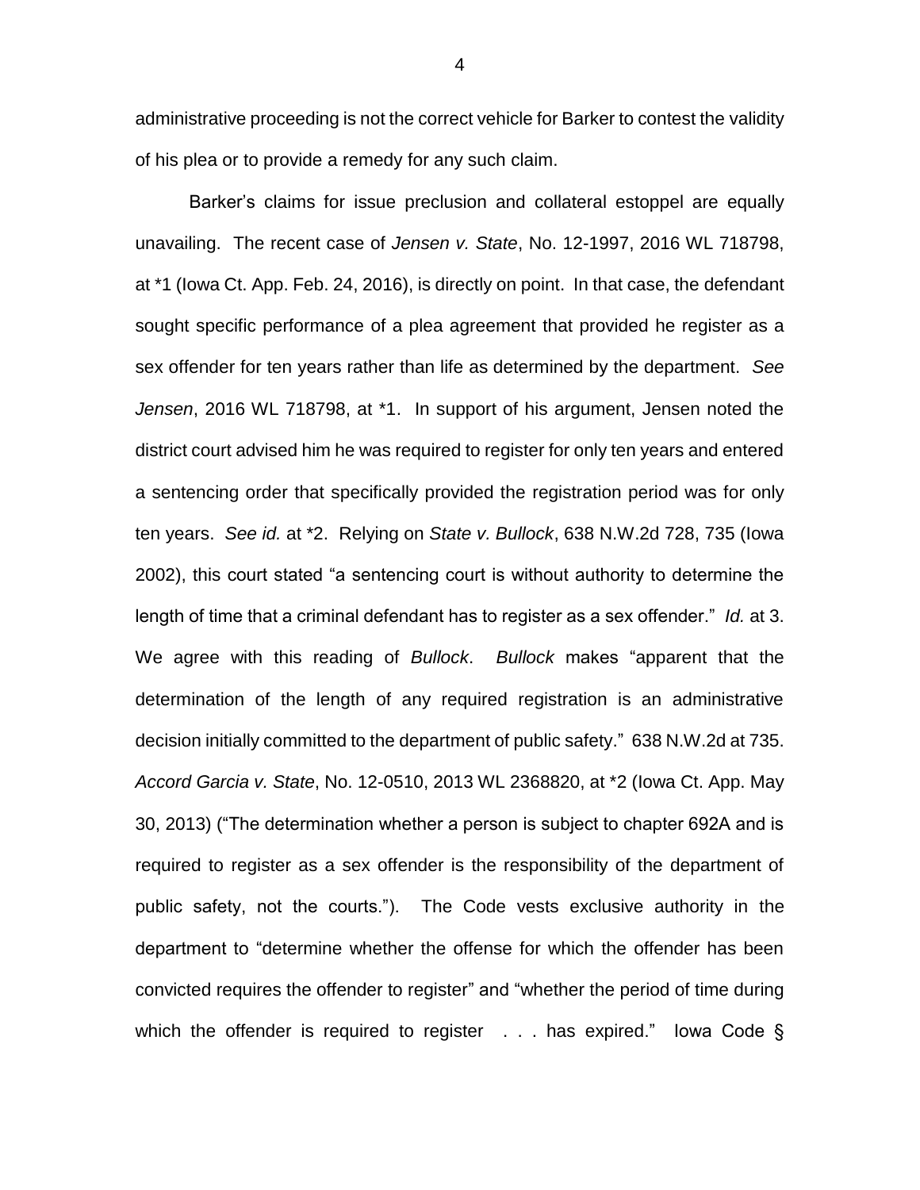administrative proceeding is not the correct vehicle for Barker to contest the validity of his plea or to provide a remedy for any such claim.

Barker's claims for issue preclusion and collateral estoppel are equally unavailing. The recent case of *Jensen v. State*, No. 12-1997, 2016 WL 718798, at *1 (Iowa Ct. App. Feb. 24, 2016), is directly on point. In that case, the defendant sought specific performance of a plea agreement that provided he register as a sex offender for ten years rather than life as determined by the department. *See Jensen*, 2016 WL 718798, at *1. In support of his argument, Jensen noted the district court advised him he was required to register for only ten years and entered a sentencing order that specifically provided the registration period was for only ten years. *See id.* at *2. Relying on *State v. Bullock*, 638 N.W.2d 728, 735 (Iowa 2002), this court stated "a sentencing court is without authority to determine the length of time that a criminal defendant has to register as a sex offender." *Id.* at 3. We agree with this reading of *Bullock*. *Bullock* makes "apparent that the determination of the length of any required registration is an administrative decision initially committed to the department of public safety." 638 N.W.2d at 735. *Accord Garcia v. State*, No. 12-0510, 2013 WL 2368820, at *2 (Iowa Ct. App. May 30, 2013) ("The determination whether a person is subject to chapter 692A and is required to register as a sex offender is the responsibility of the department of public safety, not the courts."). The Code vests exclusive authority in the department to "determine whether the offense for which the offender has been convicted requires the offender to register" and "whether the period of time during which the offender is required to register . . . has expired." Iowa Code §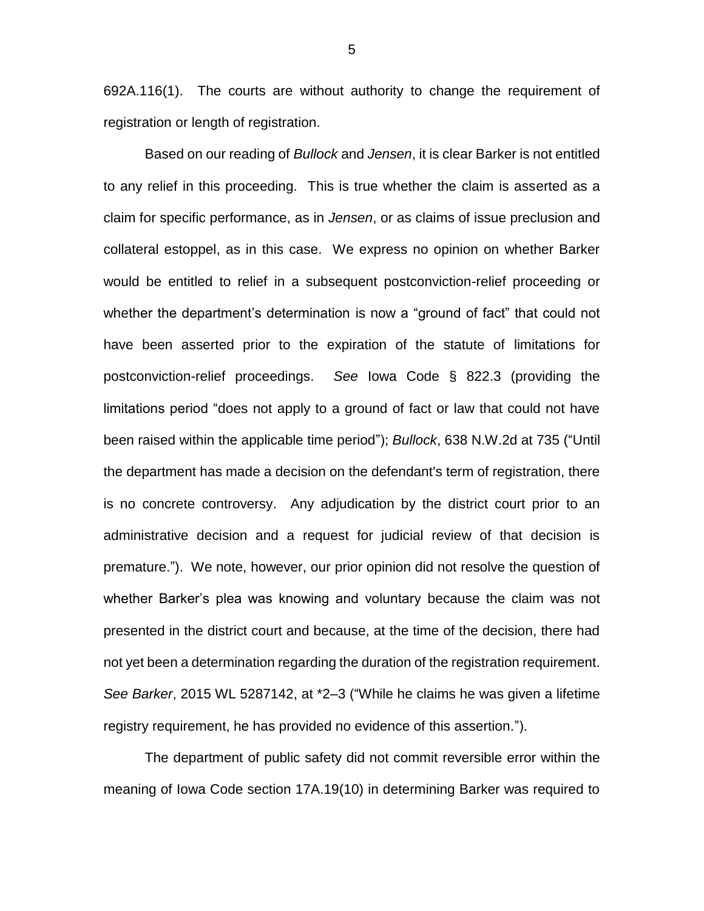692A.116(1). The courts are without authority to change the requirement of registration or length of registration.

Based on our reading of *Bullock* and *Jensen*, it is clear Barker is not entitled to any relief in this proceeding. This is true whether the claim is asserted as a claim for specific performance, as in *Jensen*, or as claims of issue preclusion and collateral estoppel, as in this case. We express no opinion on whether Barker would be entitled to relief in a subsequent postconviction-relief proceeding or whether the department's determination is now a "ground of fact" that could not have been asserted prior to the expiration of the statute of limitations for postconviction-relief proceedings. *See* Iowa Code § 822.3 (providing the limitations period "does not apply to a ground of fact or law that could not have been raised within the applicable time period"); *Bullock*, 638 N.W.2d at 735 ("Until the department has made a decision on the defendant's term of registration, there is no concrete controversy. Any adjudication by the district court prior to an administrative decision and a request for judicial review of that decision is premature."). We note, however, our prior opinion did not resolve the question of whether Barker's plea was knowing and voluntary because the claim was not presented in the district court and because, at the time of the decision, there had not yet been a determination regarding the duration of the registration requirement. *See Barker*, 2015 WL 5287142, at *2–3 ("While he claims he was given a lifetime registry requirement, he has provided no evidence of this assertion.").

The department of public safety did not commit reversible error within the meaning of Iowa Code section 17A.19(10) in determining Barker was required to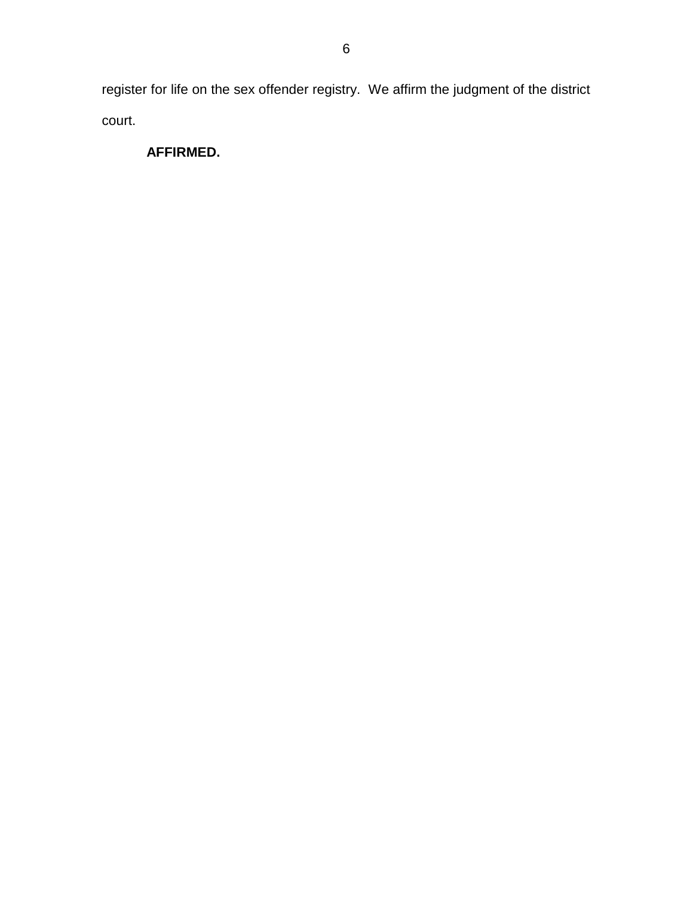register for life on the sex offender registry. We affirm the judgment of the district court.

**AFFIRMED.**